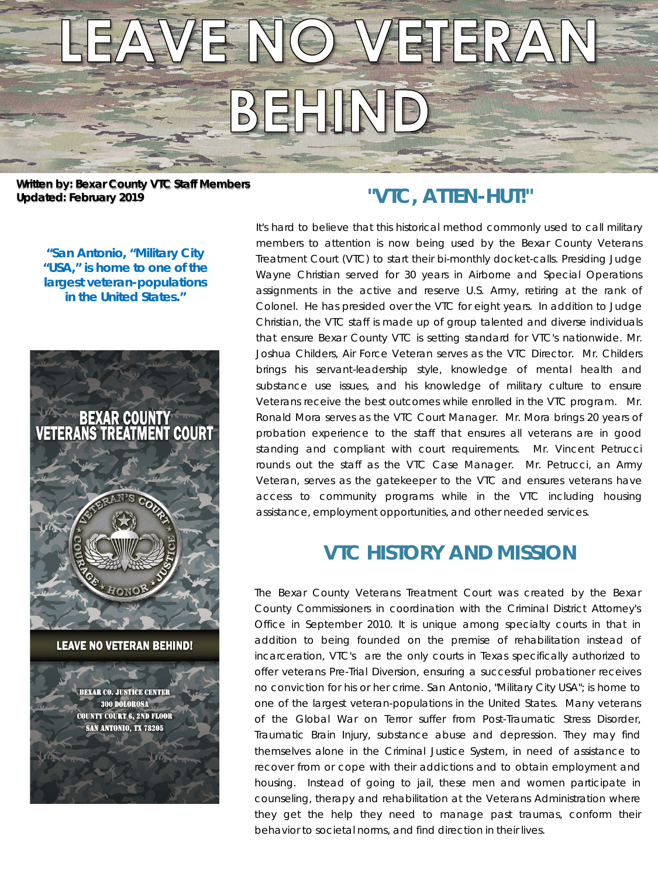# LEAVE NO VETERAN BEHIND

**Written by: Bexar County VTC Staff Members**
**Updated: February 2019**

**"San Antonio, "Military City "USA," is home to one of the largest veteran-populations in the United States."**

BEXAR COUNTY VETERANS TREATMENT COURT

VETERAN'S COURT
COURAGE * HONOR * JUSTICE

LEAVE NO VETERAN BEHIND!

BEXAR CO. JUSTICE CENTER
300 DOLOROSA
COUNTY COURT 6, 2ND FLOOR
SAN ANTONIO, TX 78205

## "VTC, ATTEN-HUT!"

It's hard to believe that this historical method commonly used to call military members to attention is now being used by the Bexar County Veterans Treatment Court (VTC) to start their bi-monthly docket-calls. Presiding Judge Wayne Christian served for 30 years in Airborne and Special Operations assignments in the active and reserve U.S. Army, retiring at the rank of Colonel. He has presided over the VTC for eight years. In addition to Judge Christian, the VTC staff is made up of group talented and diverse individuals that ensure Bexar County VTC is setting standard for VTC's nationwide. Mr. Joshua Childers, Air Force Veteran serves as the VTC Director. Mr. Childers brings his servant-leadership style, knowledge of mental health and substance use issues, and his knowledge of military culture to ensure Veterans receive the best outcomes while enrolled in the VTC program. Mr. Ronald Mora serves as the VTC Court Manager. Mr. Mora brings 20 years of probation experience to the staff that ensures all veterans are in good standing and compliant with court requirements. Mr. Vincent Petrucci rounds out the staff as the VTC Case Manager. Mr. Petrucci, an Army Veteran, serves as the gatekeeper to the VTC and ensures veterans have access to community programs while in the VTC including housing assistance, employment opportunities, and other needed services.

## VTC HISTORY AND MISSION

The Bexar County Veterans Treatment Court was created by the Bexar County Commissioners in coordination with the Criminal District Attorney's Office in September 2010. It is unique among specialty courts in that in addition to being founded on the premise of rehabilitation instead of incarceration, VTC's are the only courts in Texas specifically authorized to offer veterans Pre-Trial Diversion, ensuring a successful probationer receives no conviction for his or her crime. San Antonio, "Military City USA"; is home to one of the largest veteran-populations in the United States. Many veterans of the Global War on Terror suffer from Post-Traumatic Stress Disorder, Traumatic Brain Injury, substance abuse and depression. They may find themselves alone in the Criminal Justice System, in need of assistance to recover from or cope with their addictions and to obtain employment and housing. Instead of going to jail, these men and women participate in counseling, therapy and rehabilitation at the Veterans Administration where they get the help they need to manage past traumas, conform their behavior to societal norms, and find direction in their lives.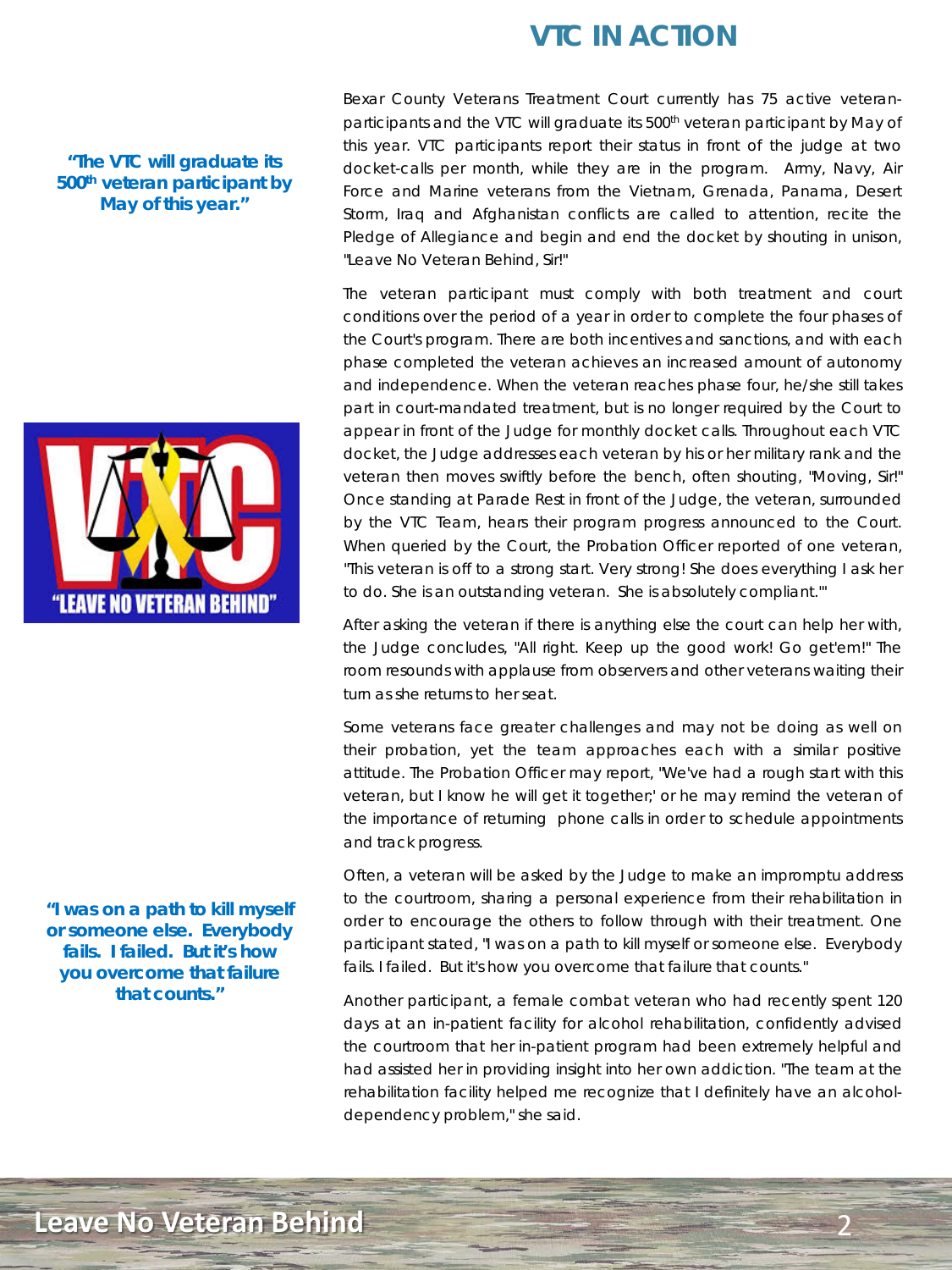# VTC IN ACTION

> *"The VTC will graduate its 500th veteran participant by May of this year."*

Bexar County Veterans Treatment Court currently has 75 active veteran-participants and the VTC will graduate its 500th veteran participant by May of this year. VTC participants report their status in front of the judge at two docket-calls per month, while they are in the program. Army, Navy, Air Force and Marine veterans from the Vietnam, Grenada, Panama, Desert Storm, Iraq and Afghanistan conflicts are called to attention, recite the Pledge of Allegiance and begin and end the docket by shouting in unison, "Leave No Veteran Behind, Sir!"

The veteran participant must comply with both treatment and court conditions over the period of a year in order to complete the four phases of the Court's program. There are both incentives and sanctions, and with each phase completed the veteran achieves an increased amount of autonomy and independence. When the veteran reaches phase four, he/she still takes part in court-mandated treatment, but is no longer required by the Court to appear in front of the Judge for monthly docket calls. Throughout each VTC docket, the Judge addresses each veteran by his or her military rank and the veteran then moves swiftly before the bench, often shouting, "Moving, Sir!" Once standing at Parade Rest in front of the Judge, the veteran, surrounded by the VTC Team, hears their program progress announced to the Court. When queried by the Court, the Probation Officer reported of one veteran, "This veteran is off to a strong start. Very strong! She does everything I ask her to do. She is an outstanding veteran. She is absolutely compliant.'"

After asking the veteran if there is anything else the court can help her with, the Judge concludes, "All right. Keep up the good work! Go get'em!" The room resounds with applause from observers and other veterans waiting their turn as she returns to her seat.

Some veterans face greater challenges and may not be doing as well on their probation, yet the team approaches each with a similar positive attitude. The Probation Officer may report, "We've had a rough start with this veteran, but I know he will get it together;' or he may remind the veteran of the importance of returning phone calls in order to schedule appointments and track progress.

> *"I was on a path to kill myself or someone else. Everybody fails. I failed. But it's how you overcome that failure that counts."*

Often, a veteran will be asked by the Judge to make an impromptu address to the courtroom, sharing a personal experience from their rehabilitation in order to encourage the others to follow through with their treatment. One participant stated, "I was on a path to kill myself or someone else. Everybody fails. I failed. But it's how you overcome that failure that counts."

Another participant, a female combat veteran who had recently spent 120 days at an in-patient facility for alcohol rehabilitation, confidently advised the courtroom that her in-patient program had been extremely helpful and had assisted her in providing insight into her own addiction. "The team at the rehabilitation facility helped me recognize that I definitely have an alcohol-dependency problem," she said.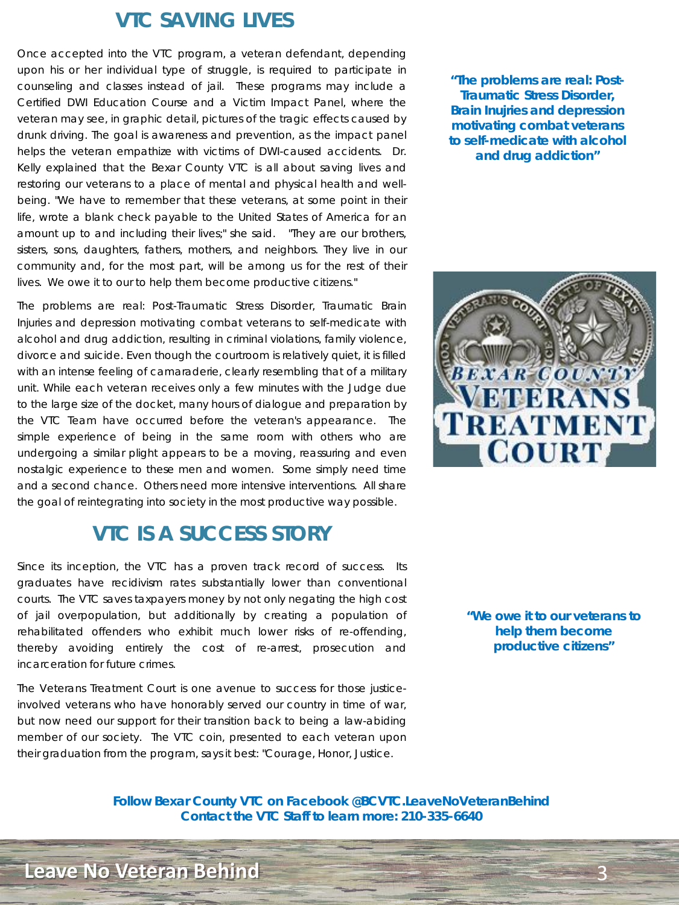## VTC SAVING LIVES

Once accepted into the VTC program, a veteran defendant, depending upon his or her individual type of struggle, is required to participate in counseling and classes instead of jail. These programs may include a Certified DWI Education Course and a Victim Impact Panel, where the veteran may see, in graphic detail, pictures of the tragic effects caused by drunk driving. The goal is awareness and prevention, as the impact panel helps the veteran empathize with victims of DWI-caused accidents. Dr. Kelly explained that the Bexar County VTC is all about saving lives and restoring our veterans to a place of mental and physical health and well-being. "We have to remember that these veterans, at some point in their life, wrote a blank check payable to the United States of America for an amount up to and including their lives;" she said. "They are our brothers, sisters, sons, daughters, fathers, mothers, and neighbors. They live in our community and, for the most part, will be among us for the rest of their lives. We owe it to our to help them become productive citizens."

**"The problems are real: Post-Traumatic Stress Disorder, Brain Inujries and depression motivating combat veterans to self-medicate with alcohol and drug addiction"**

The problems are real: Post-Traumatic Stress Disorder, Traumatic Brain Injuries and depression motivating combat veterans to self-medicate with alcohol and drug addiction, resulting in criminal violations, family violence, divorce and suicide. Even though the courtroom is relatively quiet, it is filled with an intense feeling of camaraderie, clearly resembling that of a military unit. While each veteran receives only a few minutes with the Judge due to the large size of the docket, many hours of dialogue and preparation by the VTC Team have occurred before the veteran's appearance. The simple experience of being in the same room with others who are undergoing a similar plight appears to be a moving, reassuring and even nostalgic experience to these men and women. Some simply need time and a second chance. Others need more intensive interventions. All share the goal of reintegrating into society in the most productive way possible.

## VTC IS A SUCCESS STORY

Since its inception, the VTC has a proven track record of success. Its graduates have recidivism rates substantially lower than conventional courts. The VTC saves taxpayers money by not only negating the high cost of jail overpopulation, but additionally by creating a population of rehabilitated offenders who exhibit much lower risks of re-offending, thereby avoiding entirely the cost of re-arrest, prosecution and incarceration for future crimes.

**"We owe it to our veterans to help them become productive citizens"**

The Veterans Treatment Court is one avenue to success for those justice-involved veterans who have honorably served our country in time of war, but now need our support for their transition back to being a law-abiding member of our society. The VTC coin, presented to each veteran upon their graduation from the program, says it best: "Courage, Honor, Justice.

**Follow Bexar County VTC on Facebook @BCVTC.LeaveNoVeteranBehind**
**Contact the VTC Staff to learn more: 210-335-6640**